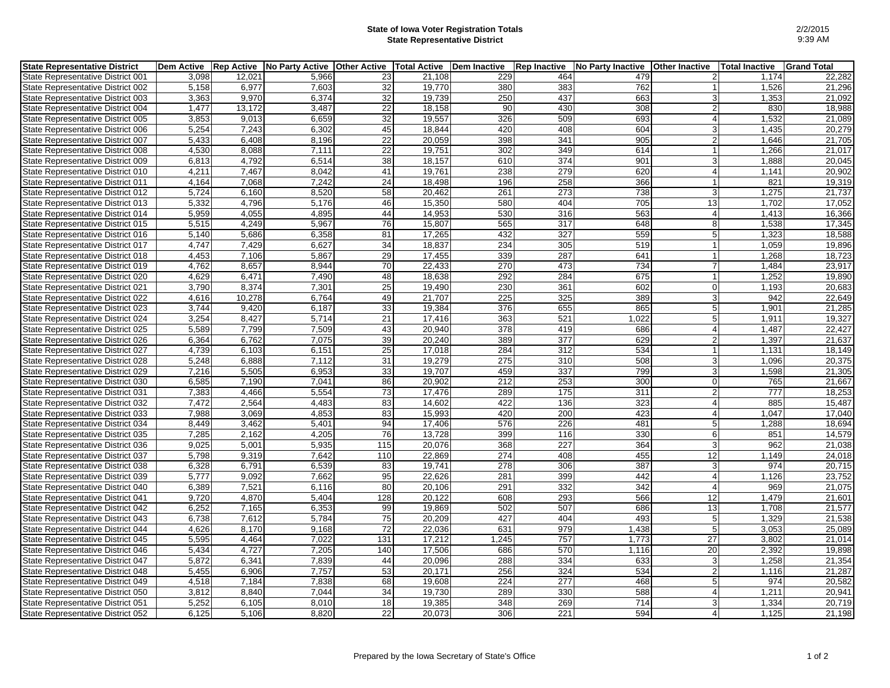**State of Iowa Voter Registration Totals**
**State Representative District**

2/2/2015
9:39 AM

| State Representative District | Dem Active | Rep Active | No Party Active | Other Active | Total Active | Dem Inactive | Rep Inactive | No Party Inactive | Other Inactive | Total Inactive | Grand Total |
|---|---|---|---|---|---|---|---|---|---|---|---|
| State Representative District 001 | 3,098 | 12,021 | 5,966 | 23 | 21,108 | 229 | 464 | 479 | 2 | 1,174 | 22,282 |
| State Representative District 002 | 5,158 | 6,977 | 7,603 | 32 | 19,770 | 380 | 383 | 762 | 1 | 1,526 | 21,296 |
| State Representative District 003 | 3,363 | 9,970 | 6,374 | 32 | 19,739 | 250 | 437 | 663 | 3 | 1,353 | 21,092 |
| State Representative District 004 | 1,477 | 13,172 | 3,487 | 22 | 18,158 | 90 | 430 | 308 | 2 | 830 | 18,988 |
| State Representative District 005 | 3,853 | 9,013 | 6,659 | 32 | 19,557 | 326 | 509 | 693 | 4 | 1,532 | 21,089 |
| State Representative District 006 | 5,254 | 7,243 | 6,302 | 45 | 18,844 | 420 | 408 | 604 | 3 | 1,435 | 20,279 |
| State Representative District 007 | 5,433 | 6,408 | 8,196 | 22 | 20,059 | 398 | 341 | 905 | 2 | 1,646 | 21,705 |
| State Representative District 008 | 4,530 | 8,088 | 7,111 | 22 | 19,751 | 302 | 349 | 614 | 1 | 1,266 | 21,017 |
| State Representative District 009 | 6,813 | 4,792 | 6,514 | 38 | 18,157 | 610 | 374 | 901 | 3 | 1,888 | 20,045 |
| State Representative District 010 | 4,211 | 7,467 | 8,042 | 41 | 19,761 | 238 | 279 | 620 | 4 | 1,141 | 20,902 |
| State Representative District 011 | 4,164 | 7,068 | 7,242 | 24 | 18,498 | 196 | 258 | 366 | 1 | 821 | 19,319 |
| State Representative District 012 | 5,724 | 6,160 | 8,520 | 58 | 20,462 | 261 | 273 | 738 | 3 | 1,275 | 21,737 |
| State Representative District 013 | 5,332 | 4,796 | 5,176 | 46 | 15,350 | 580 | 404 | 705 | 13 | 1,702 | 17,052 |
| State Representative District 014 | 5,959 | 4,055 | 4,895 | 44 | 14,953 | 530 | 316 | 563 | 4 | 1,413 | 16,366 |
| State Representative District 015 | 5,515 | 4,249 | 5,967 | 76 | 15,807 | 565 | 317 | 648 | 8 | 1,538 | 17,345 |
| State Representative District 016 | 5,140 | 5,686 | 6,358 | 81 | 17,265 | 432 | 327 | 559 | 5 | 1,323 | 18,588 |
| State Representative District 017 | 4,747 | 7,429 | 6,627 | 34 | 18,837 | 234 | 305 | 519 | 1 | 1,059 | 19,896 |
| State Representative District 018 | 4,453 | 7,106 | 5,867 | 29 | 17,455 | 339 | 287 | 641 | 1 | 1,268 | 18,723 |
| State Representative District 019 | 4,762 | 8,657 | 8,944 | 70 | 22,433 | 270 | 473 | 734 | 7 | 1,484 | 23,917 |
| State Representative District 020 | 4,629 | 6,471 | 7,490 | 48 | 18,638 | 292 | 284 | 675 | 1 | 1,252 | 19,890 |
| State Representative District 021 | 3,790 | 8,374 | 7,301 | 25 | 19,490 | 230 | 361 | 602 | 0 | 1,193 | 20,683 |
| State Representative District 022 | 4,616 | 10,278 | 6,764 | 49 | 21,707 | 225 | 325 | 389 | 3 | 942 | 22,649 |
| State Representative District 023 | 3,744 | 9,420 | 6,187 | 33 | 19,384 | 376 | 655 | 865 | 5 | 1,901 | 21,285 |
| State Representative District 024 | 3,254 | 8,427 | 5,714 | 21 | 17,416 | 363 | 521 | 1,022 | 5 | 1,911 | 19,327 |
| State Representative District 025 | 5,589 | 7,799 | 7,509 | 43 | 20,940 | 378 | 419 | 686 | 4 | 1,487 | 22,427 |
| State Representative District 026 | 6,364 | 6,762 | 7,075 | 39 | 20,240 | 389 | 377 | 629 | 2 | 1,397 | 21,637 |
| State Representative District 027 | 4,739 | 6,103 | 6,151 | 25 | 17,018 | 284 | 312 | 534 | 1 | 1,131 | 18,149 |
| State Representative District 028 | 5,248 | 6,888 | 7,112 | 31 | 19,279 | 275 | 310 | 508 | 3 | 1,096 | 20,375 |
| State Representative District 029 | 7,216 | 5,505 | 6,953 | 33 | 19,707 | 459 | 337 | 799 | 3 | 1,598 | 21,305 |
| State Representative District 030 | 6,585 | 7,190 | 7,041 | 86 | 20,902 | 212 | 253 | 300 | 0 | 765 | 21,667 |
| State Representative District 031 | 7,383 | 4,466 | 5,554 | 73 | 17,476 | 289 | 175 | 311 | 2 | 777 | 18,253 |
| State Representative District 032 | 7,472 | 2,564 | 4,483 | 83 | 14,602 | 422 | 136 | 323 | 4 | 885 | 15,487 |
| State Representative District 033 | 7,988 | 3,069 | 4,853 | 83 | 15,993 | 420 | 200 | 423 | 4 | 1,047 | 17,040 |
| State Representative District 034 | 8,449 | 3,462 | 5,401 | 94 | 17,406 | 576 | 226 | 481 | 5 | 1,288 | 18,694 |
| State Representative District 035 | 7,285 | 2,162 | 4,205 | 76 | 13,728 | 399 | 116 | 330 | 6 | 851 | 14,579 |
| State Representative District 036 | 9,025 | 5,001 | 5,935 | 115 | 20,076 | 368 | 227 | 364 | 3 | 962 | 21,038 |
| State Representative District 037 | 5,798 | 9,319 | 7,642 | 110 | 22,869 | 274 | 408 | 455 | 12 | 1,149 | 24,018 |
| State Representative District 038 | 6,328 | 6,791 | 6,539 | 83 | 19,741 | 278 | 306 | 387 | 3 | 974 | 20,715 |
| State Representative District 039 | 5,777 | 9,092 | 7,662 | 95 | 22,626 | 281 | 399 | 442 | 4 | 1,126 | 23,752 |
| State Representative District 040 | 6,389 | 7,521 | 6,116 | 80 | 20,106 | 291 | 332 | 342 | 4 | 969 | 21,075 |
| State Representative District 041 | 9,720 | 4,870 | 5,404 | 128 | 20,122 | 608 | 293 | 566 | 12 | 1,479 | 21,601 |
| State Representative District 042 | 6,252 | 7,165 | 6,353 | 99 | 19,869 | 502 | 507 | 686 | 13 | 1,708 | 21,577 |
| State Representative District 043 | 6,738 | 7,612 | 5,784 | 75 | 20,209 | 427 | 404 | 493 | 5 | 1,329 | 21,538 |
| State Representative District 044 | 4,626 | 8,170 | 9,168 | 72 | 22,036 | 631 | 979 | 1,438 | 5 | 3,053 | 25,089 |
| State Representative District 045 | 5,595 | 4,464 | 7,022 | 131 | 17,212 | 1,245 | 757 | 1,773 | 27 | 3,802 | 21,014 |
| State Representative District 046 | 5,434 | 4,727 | 7,205 | 140 | 17,506 | 686 | 570 | 1,116 | 20 | 2,392 | 19,898 |
| State Representative District 047 | 5,872 | 6,341 | 7,839 | 44 | 20,096 | 288 | 334 | 633 | 3 | 1,258 | 21,354 |
| State Representative District 048 | 5,455 | 6,906 | 7,757 | 53 | 20,171 | 256 | 324 | 534 | 2 | 1,116 | 21,287 |
| State Representative District 049 | 4,518 | 7,184 | 7,838 | 68 | 19,608 | 224 | 277 | 468 | 5 | 974 | 20,582 |
| State Representative District 050 | 3,812 | 8,840 | 7,044 | 34 | 19,730 | 289 | 330 | 588 | 4 | 1,211 | 20,941 |
| State Representative District 051 | 5,252 | 6,105 | 8,010 | 18 | 19,385 | 348 | 269 | 714 | 3 | 1,334 | 20,719 |
| State Representative District 052 | 6,125 | 5,106 | 8,820 | 22 | 20,073 | 306 | 221 | 594 | 4 | 1,125 | 21,198 |

Prepared by the Iowa Secretary of State's Office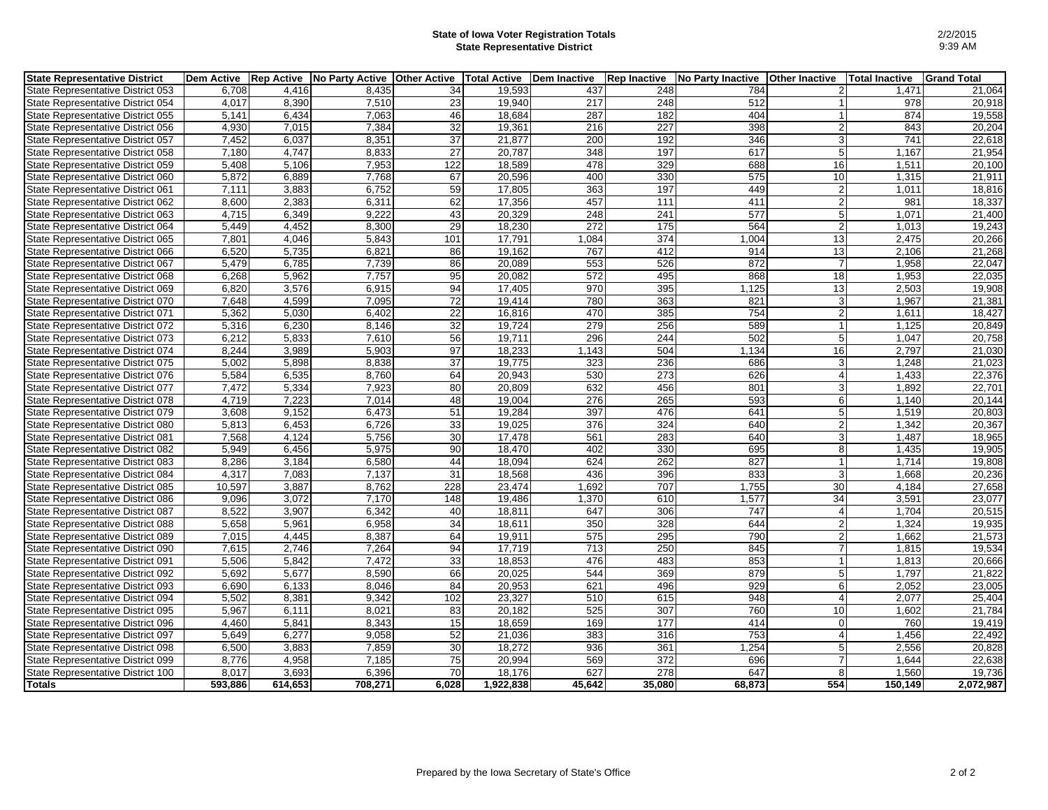**State of Iowa Voter Registration Totals**
**State Representative District**

2/2/2015
9:39 AM

| State Representative District | Dem Active | Rep Active | No Party Active | Other Active | Total Active | Dem Inactive | Rep Inactive | No Party Inactive | Other Inactive | Total Inactive | Grand Total |
|---|---|---|---|---|---|---|---|---|---|---|---|
| State Representative District 053 | 6,708 | 4,416 | 8,435 | 34 | 19,593 | 437 | 248 | 784 | 2 | 1,471 | 21,064 |
| State Representative District 054 | 4,017 | 8,390 | 7,510 | 23 | 19,940 | 217 | 248 | 512 | 1 | 978 | 20,918 |
| State Representative District 055 | 5,141 | 6,434 | 7,063 | 46 | 18,684 | 287 | 182 | 404 | 1 | 874 | 19,558 |
| State Representative District 056 | 4,930 | 7,015 | 7,384 | 32 | 19,361 | 216 | 227 | 398 | 2 | 843 | 20,204 |
| State Representative District 057 | 7,452 | 6,037 | 8,351 | 37 | 21,877 | 200 | 192 | 346 | 3 | 741 | 22,618 |
| State Representative District 058 | 7,180 | 4,747 | 8,833 | 27 | 20,787 | 348 | 197 | 617 | 5 | 1,167 | 21,954 |
| State Representative District 059 | 5,408 | 5,106 | 7,953 | 122 | 18,589 | 478 | 329 | 688 | 16 | 1,511 | 20,100 |
| State Representative District 060 | 5,872 | 6,889 | 7,768 | 67 | 20,596 | 400 | 330 | 575 | 10 | 1,315 | 21,911 |
| State Representative District 061 | 7,111 | 3,883 | 6,752 | 59 | 17,805 | 363 | 197 | 449 | 2 | 1,011 | 18,816 |
| State Representative District 062 | 8,600 | 2,383 | 6,311 | 62 | 17,356 | 457 | 111 | 411 | 2 | 981 | 18,337 |
| State Representative District 063 | 4,715 | 6,349 | 9,222 | 43 | 20,329 | 248 | 241 | 577 | 5 | 1,071 | 21,400 |
| State Representative District 064 | 5,449 | 4,452 | 8,300 | 29 | 18,230 | 272 | 175 | 564 | 2 | 1,013 | 19,243 |
| State Representative District 065 | 7,801 | 4,046 | 5,843 | 101 | 17,791 | 1,084 | 374 | 1,004 | 13 | 2,475 | 20,266 |
| State Representative District 066 | 6,520 | 5,735 | 6,821 | 86 | 19,162 | 767 | 412 | 914 | 13 | 2,106 | 21,268 |
| State Representative District 067 | 5,479 | 6,785 | 7,739 | 86 | 20,089 | 553 | 526 | 872 | 7 | 1,958 | 22,047 |
| State Representative District 068 | 6,268 | 5,962 | 7,757 | 95 | 20,082 | 572 | 495 | 868 | 18 | 1,953 | 22,035 |
| State Representative District 069 | 6,820 | 3,576 | 6,915 | 94 | 17,405 | 970 | 395 | 1,125 | 13 | 2,503 | 19,908 |
| State Representative District 070 | 7,648 | 4,599 | 7,095 | 72 | 19,414 | 780 | 363 | 821 | 3 | 1,967 | 21,381 |
| State Representative District 071 | 5,362 | 5,030 | 6,402 | 22 | 16,816 | 470 | 385 | 754 | 2 | 1,611 | 18,427 |
| State Representative District 072 | 5,316 | 6,230 | 8,146 | 32 | 19,724 | 279 | 256 | 589 | 1 | 1,125 | 20,849 |
| State Representative District 073 | 6,212 | 5,833 | 7,610 | 56 | 19,711 | 296 | 244 | 502 | 5 | 1,047 | 20,758 |
| State Representative District 074 | 8,244 | 3,989 | 5,903 | 97 | 18,233 | 1,143 | 504 | 1,134 | 16 | 2,797 | 21,030 |
| State Representative District 075 | 5,002 | 5,898 | 8,838 | 37 | 19,775 | 323 | 236 | 686 | 3 | 1,248 | 21,023 |
| State Representative District 076 | 5,584 | 6,535 | 8,760 | 64 | 20,943 | 530 | 273 | 626 | 4 | 1,433 | 22,376 |
| State Representative District 077 | 7,472 | 5,334 | 7,923 | 80 | 20,809 | 632 | 456 | 801 | 3 | 1,892 | 22,701 |
| State Representative District 078 | 4,719 | 7,223 | 7,014 | 48 | 19,004 | 276 | 265 | 593 | 6 | 1,140 | 20,144 |
| State Representative District 079 | 3,608 | 9,152 | 6,473 | 51 | 19,284 | 397 | 476 | 641 | 5 | 1,519 | 20,803 |
| State Representative District 080 | 5,813 | 6,453 | 6,726 | 33 | 19,025 | 376 | 324 | 640 | 2 | 1,342 | 20,367 |
| State Representative District 081 | 7,568 | 4,124 | 5,756 | 30 | 17,478 | 561 | 283 | 640 | 3 | 1,487 | 18,965 |
| State Representative District 082 | 5,949 | 6,456 | 5,975 | 90 | 18,470 | 402 | 330 | 695 | 8 | 1,435 | 19,905 |
| State Representative District 083 | 8,286 | 3,184 | 6,580 | 44 | 18,094 | 624 | 262 | 827 | 1 | 1,714 | 19,808 |
| State Representative District 084 | 4,317 | 7,083 | 7,137 | 31 | 18,568 | 436 | 396 | 833 | 3 | 1,668 | 20,236 |
| State Representative District 085 | 10,597 | 3,887 | 8,762 | 228 | 23,474 | 1,692 | 707 | 1,755 | 30 | 4,184 | 27,658 |
| State Representative District 086 | 9,096 | 3,072 | 7,170 | 148 | 19,486 | 1,370 | 610 | 1,577 | 34 | 3,591 | 23,077 |
| State Representative District 087 | 8,522 | 3,907 | 6,342 | 40 | 18,811 | 647 | 306 | 747 | 4 | 1,704 | 20,515 |
| State Representative District 088 | 5,658 | 5,961 | 6,958 | 34 | 18,611 | 350 | 328 | 644 | 2 | 1,324 | 19,935 |
| State Representative District 089 | 7,015 | 4,445 | 8,387 | 64 | 19,911 | 575 | 295 | 790 | 2 | 1,662 | 21,573 |
| State Representative District 090 | 7,615 | 2,746 | 7,264 | 94 | 17,719 | 713 | 250 | 845 | 7 | 1,815 | 19,534 |
| State Representative District 091 | 5,506 | 5,842 | 7,472 | 33 | 18,853 | 476 | 483 | 853 | 1 | 1,813 | 20,666 |
| State Representative District 092 | 5,692 | 5,677 | 8,590 | 66 | 20,025 | 544 | 369 | 879 | 5 | 1,797 | 21,822 |
| State Representative District 093 | 6,690 | 6,133 | 8,046 | 84 | 20,953 | 621 | 496 | 929 | 6 | 2,052 | 23,005 |
| State Representative District 094 | 5,502 | 8,381 | 9,342 | 102 | 23,327 | 510 | 615 | 948 | 4 | 2,077 | 25,404 |
| State Representative District 095 | 5,967 | 6,111 | 8,021 | 83 | 20,182 | 525 | 307 | 760 | 10 | 1,602 | 21,784 |
| State Representative District 096 | 4,460 | 5,841 | 8,343 | 15 | 18,659 | 169 | 177 | 414 | 0 | 760 | 19,419 |
| State Representative District 097 | 5,649 | 6,277 | 9,058 | 52 | 21,036 | 383 | 316 | 753 | 4 | 1,456 | 22,492 |
| State Representative District 098 | 6,500 | 3,883 | 7,859 | 30 | 18,272 | 936 | 361 | 1,254 | 5 | 2,556 | 20,828 |
| State Representative District 099 | 8,776 | 4,958 | 7,185 | 75 | 20,994 | 569 | 372 | 696 | 7 | 1,644 | 22,638 |
| State Representative District 100 | 8,017 | 3,693 | 6,396 | 70 | 18,176 | 627 | 278 | 647 | 8 | 1,560 | 19,736 |
| **Totals** | **593,886** | **614,653** | **708,271** | **6,028** | **1,922,838** | **45,642** | **35,080** | **68,873** | **554** | **150,149** | **2,072,987** |

Prepared by the Iowa Secretary of State's Office